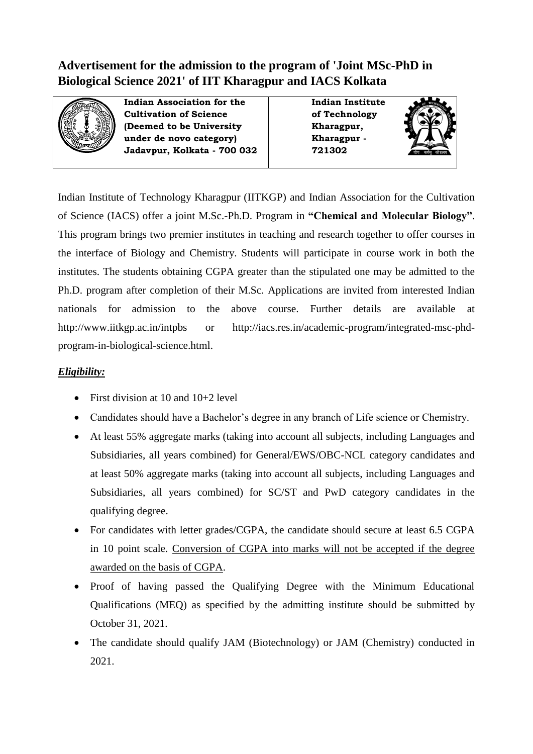# Advertisement for the admission to the program of 'Joint MSc-PhD in Biological Science 2021' of IIT Kharagpur and IACS Kolkata

| **Indian Association for the Cultivation of Science (Deemed to be University under de novo category) Jadavpur, Kolkata - 700 032** | **Indian Institute of Technology Kharagpur, Kharagpur - 721302** |
|---|---|

Indian Institute of Technology Kharagpur (IITKGP) and Indian Association for the Cultivation of Science (IACS) offer a joint M.Sc.-Ph.D. Program in **"Chemical and Molecular Biology"**. This program brings two premier institutes in teaching and research together to offer courses in the interface of Biology and Chemistry. Students will participate in course work in both the institutes. The students obtaining CGPA greater than the stipulated one may be admitted to the Ph.D. program after completion of their M.Sc. Applications are invited from interested Indian nationals for admission to the above course. Further details are available at http://www.iitkgp.ac.in/intpbs or http://iacs.res.in/academic-program/integrated-msc-phd-program-in-biological-science.html.

## ***Eligibility:***

- First division at 10 and 10+2 level
- Candidates should have a Bachelor's degree in any branch of Life science or Chemistry.
- At least 55% aggregate marks (taking into account all subjects, including Languages and Subsidiaries, all years combined) for General/EWS/OBC-NCL category candidates and at least 50% aggregate marks (taking into account all subjects, including Languages and Subsidiaries, all years combined) for SC/ST and PwD category candidates in the qualifying degree.
- For candidates with letter grades/CGPA, the candidate should secure at least 6.5 CGPA in 10 point scale. <u>Conversion of CGPA into marks will not be accepted if the degree awarded on the basis of CGPA</u>.
- Proof of having passed the Qualifying Degree with the Minimum Educational Qualifications (MEQ) as specified by the admitting institute should be submitted by October 31, 2021.
- The candidate should qualify JAM (Biotechnology) or JAM (Chemistry) conducted in 2021.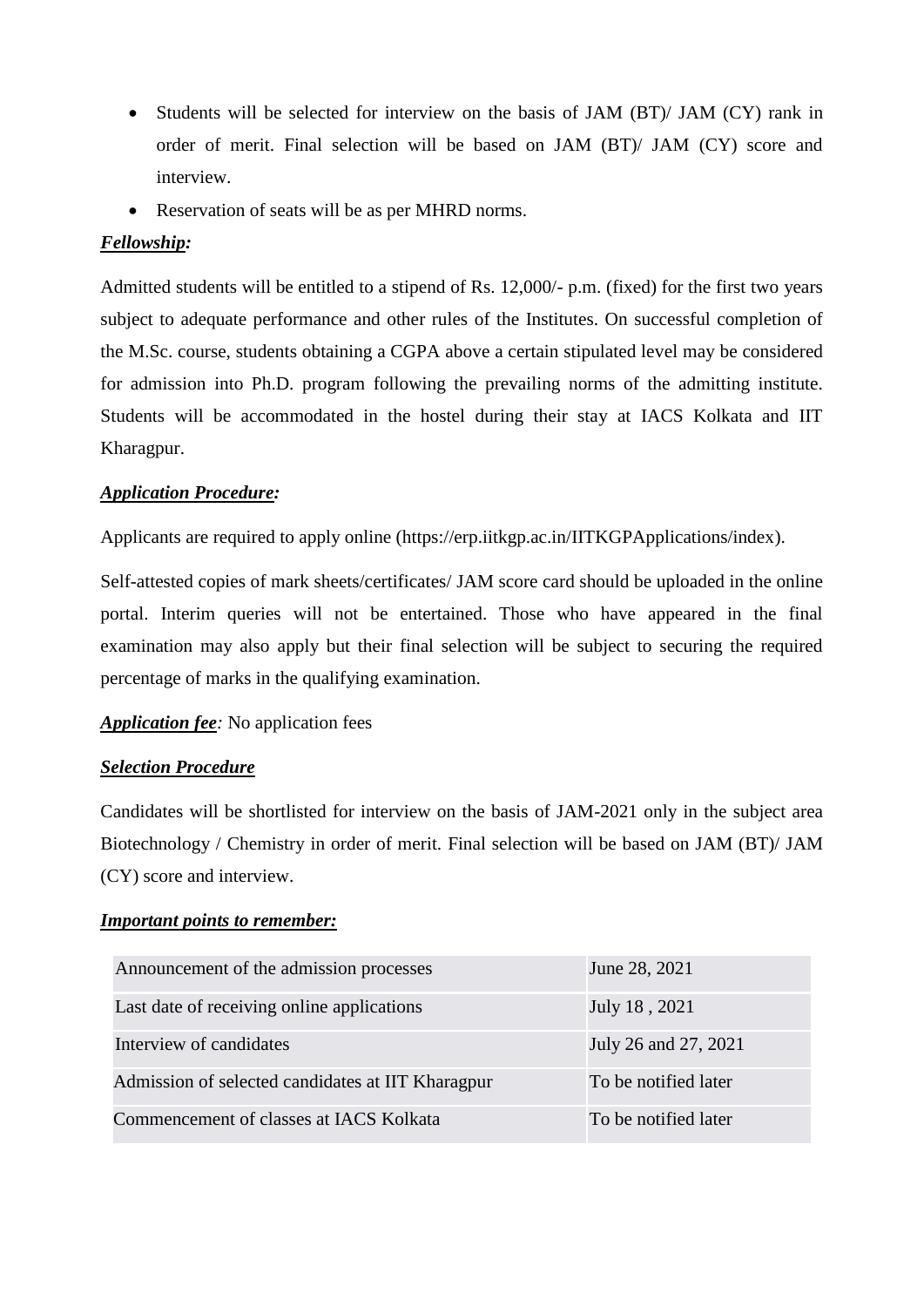- Students will be selected for interview on the basis of JAM (BT)/ JAM (CY) rank in order of merit. Final selection will be based on JAM (BT)/ JAM (CY) score and interview.
- Reservation of seats will be as per MHRD norms.

***Fellowship:***

Admitted students will be entitled to a stipend of Rs. 12,000/- p.m. (fixed) for the first two years subject to adequate performance and other rules of the Institutes. On successful completion of the M.Sc. course, students obtaining a CGPA above a certain stipulated level may be considered for admission into Ph.D. program following the prevailing norms of the admitting institute. Students will be accommodated in the hostel during their stay at IACS Kolkata and IIT Kharagpur.

***Application Procedure:***

Applicants are required to apply online (https://erp.iitkgp.ac.in/IITKGPApplications/index).

Self-attested copies of mark sheets/certificates/ JAM score card should be uploaded in the online portal. Interim queries will not be entertained. Those who have appeared in the final examination may also apply but their final selection will be subject to securing the required percentage of marks in the qualifying examination.

***Application fee:*** No application fees

***Selection Procedure***

Candidates will be shortlisted for interview on the basis of JAM-2021 only in the subject area Biotechnology / Chemistry in order of merit. Final selection will be based on JAM (BT)/ JAM (CY) score and interview.

***Important points to remember:***

| | |
|---|---|
| Announcement of the admission processes | June 28, 2021 |
| Last date of receiving online applications | July 18 , 2021 |
| Interview of candidates | July 26 and 27, 2021 |
| Admission of selected candidates at IIT Kharagpur | To be notified later |
| Commencement of classes at IACS Kolkata | To be notified later |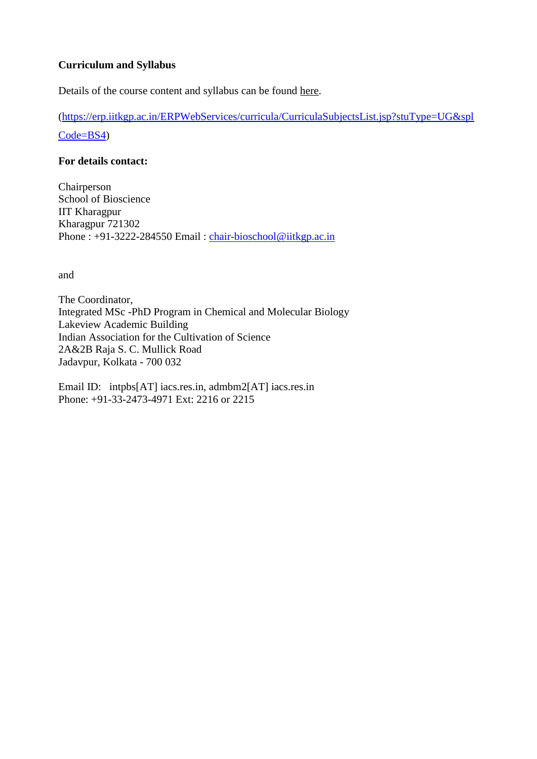**Curriculum and Syllabus**

Details of the course content and syllabus can be found here.

(https://erp.iitkgp.ac.in/ERPWebServices/curricula/CurriculaSubjectsList.jsp?stuType=UG&splCode=BS4)

**For details contact:**

Chairperson
School of Bioscience
IIT Kharagpur
Kharagpur 721302
Phone : +91-3222-284550 Email : chair-bioschool@iitkgp.ac.in

and

The Coordinator,
Integrated MSc -PhD Program in Chemical and Molecular Biology
Lakeview Academic Building
Indian Association for the Cultivation of Science
2A&2B Raja S. C. Mullick Road
Jadavpur, Kolkata - 700 032

Email ID: intpbs[AT] iacs.res.in, admbm2[AT] iacs.res.in
Phone: +91-33-2473-4971 Ext: 2216 or 2215